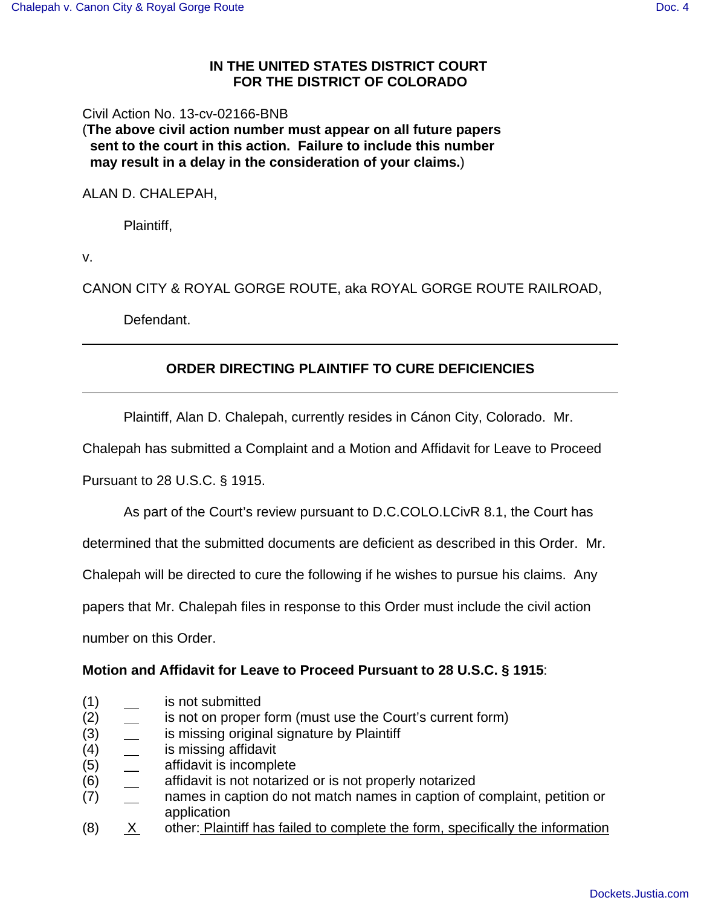**IN THE UNITED STATES DISTRICT COURT**
**FOR THE DISTRICT OF COLORADO**

Civil Action No. 13-cv-02166-BNB
(**The above civil action number must appear on all future papers sent to the court in this action. Failure to include this number may result in a delay in the consideration of your claims.**)

ALAN D. CHALEPAH,

Plaintiff,

v.

CANON CITY & ROYAL GORGE ROUTE, aka ROYAL GORGE ROUTE RAILROAD,

Defendant.

---

## ORDER DIRECTING PLAINTIFF TO CURE DEFICIENCIES

---

Plaintiff, Alan D. Chalepah, currently resides in Cánon City, Colorado. Mr. Chalepah has submitted a Complaint and a Motion and Affidavit for Leave to Proceed Pursuant to 28 U.S.C. § 1915.

As part of the Court's review pursuant to D.C.COLO.LCivR 8.1, the Court has determined that the submitted documents are deficient as described in this Order. Mr. Chalepah will be directed to cure the following if he wishes to pursue his claims. Any papers that Mr. Chalepah files in response to this Order must include the civil action number on this Order.

**Motion and Affidavit for Leave to Proceed Pursuant to 28 U.S.C. § 1915**:

(1) ___ is not submitted
(2) ___ is not on proper form (must use the Court's current form)
(3) ___ is missing original signature by Plaintiff
(4) ___ is missing affidavit
(5) ___ affidavit is incomplete
(6) ___ affidavit is not notarized or is not properly notarized
(7) ___ names in caption do not match names in caption of complaint, petition or application
(8) _X_ other: Plaintiff has failed to complete the form, specifically the information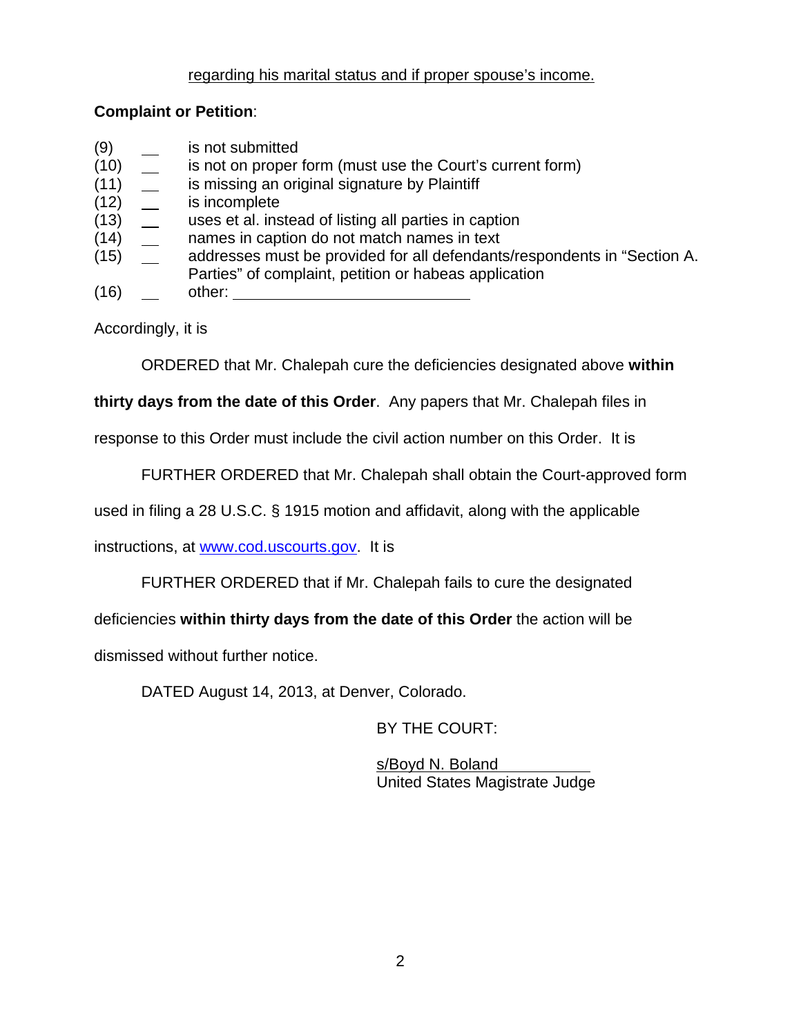regarding his marital status and if proper spouse's income.

**Complaint or Petition**:

(9) \_\_ is not submitted
(10) \_\_ is not on proper form (must use the Court's current form)
(11) \_\_ is missing an original signature by Plaintiff
(12) \_\_ is incomplete
(13) \_\_ uses et al. instead of listing all parties in caption
(14) \_\_ names in caption do not match names in text
(15) \_\_ addresses must be provided for all defendants/respondents in "Section A. Parties" of complaint, petition or habeas application
(16) \_\_ other: \_\_\_\_\_\_\_\_\_\_\_\_\_\_\_\_\_\_\_\_\_\_\_\_\_\_\_\_

Accordingly, it is

ORDERED that Mr. Chalepah cure the deficiencies designated above **within thirty days from the date of this Order**. Any papers that Mr. Chalepah files in response to this Order must include the civil action number on this Order. It is

FURTHER ORDERED that Mr. Chalepah shall obtain the Court-approved form used in filing a 28 U.S.C. § 1915 motion and affidavit, along with the applicable instructions, at www.cod.uscourts.gov. It is

FURTHER ORDERED that if Mr. Chalepah fails to cure the designated deficiencies **within thirty days from the date of this Order** the action will be dismissed without further notice.

DATED August 14, 2013, at Denver, Colorado.

BY THE COURT:

s/Boyd N. Boland
United States Magistrate Judge